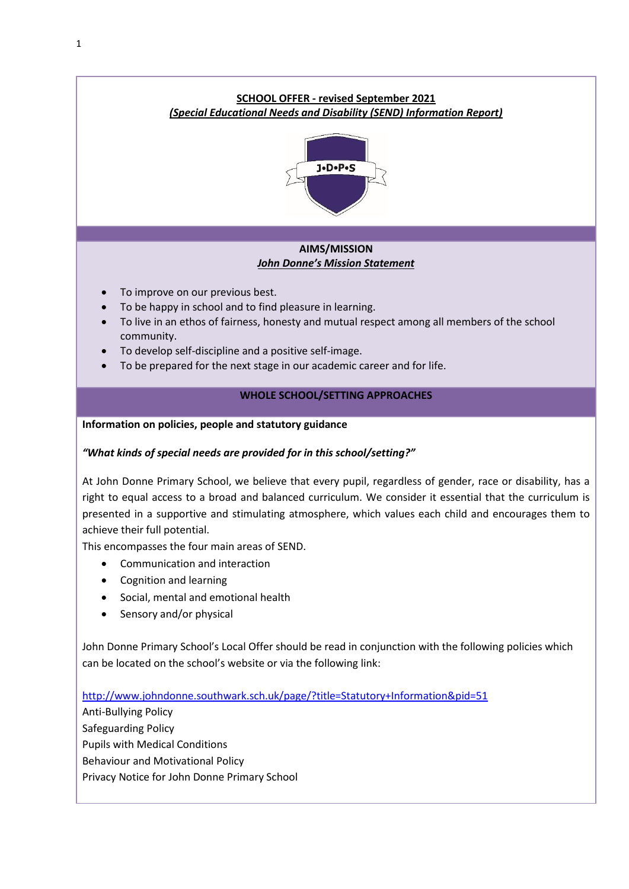## SCHOOL OFFER - revised September 2021

***(Special Educational Needs and Disability (SEND) Information Report)***

J•D•P•S

### AIMS/MISSION

***John Donne's Mission Statement***

- To improve on our previous best.
- To be happy in school and to find pleasure in learning.
- To live in an ethos of fairness, honesty and mutual respect among all members of the school community.
- To develop self-discipline and a positive self-image.
- To be prepared for the next stage in our academic career and for life.

### WHOLE SCHOOL/SETTING APPROACHES

**Information on policies, people and statutory guidance**

***"What kinds of special needs are provided for in this school/setting?"***

At John Donne Primary School, we believe that every pupil, regardless of gender, race or disability, has a right to equal access to a broad and balanced curriculum. We consider it essential that the curriculum is presented in a supportive and stimulating atmosphere, which values each child and encourages them to achieve their full potential.

This encompasses the four main areas of SEND.

- Communication and interaction
- Cognition and learning
- Social, mental and emotional health
- Sensory and/or physical

John Donne Primary School's Local Offer should be read in conjunction with the following policies which can be located on the school's website or via the following link:

http://www.johndonne.southwark.sch.uk/page/?title=Statutory+Information&pid=51

Anti-Bullying Policy
Safeguarding Policy
Pupils with Medical Conditions
Behaviour and Motivational Policy
Privacy Notice for John Donne Primary School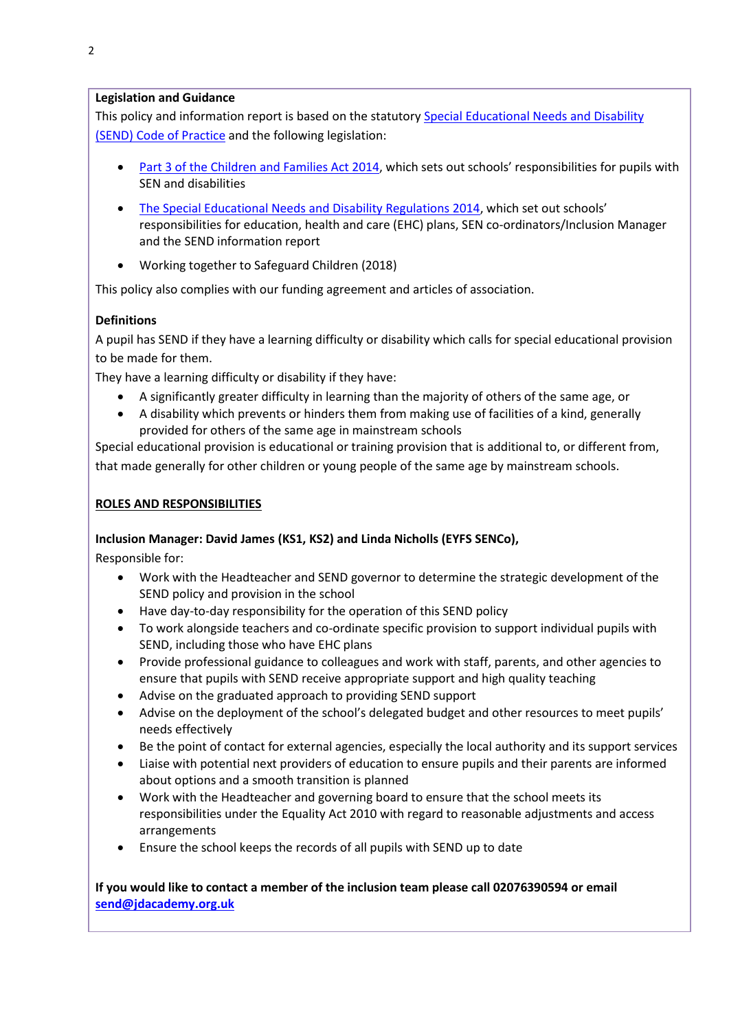**Legislation and Guidance**

This policy and information report is based on the statutory [Special Educational Needs and Disability (SEND) Code of Practice] and the following legislation:

- [Part 3 of the Children and Families Act 2014], which sets out schools' responsibilities for pupils with SEN and disabilities
- [The Special Educational Needs and Disability Regulations 2014], which set out schools' responsibilities for education, health and care (EHC) plans, SEN co-ordinators/Inclusion Manager and the SEND information report
- Working together to Safeguard Children (2018)

This policy also complies with our funding agreement and articles of association.

**Definitions**

A pupil has SEND if they have a learning difficulty or disability which calls for special educational provision to be made for them.

They have a learning difficulty or disability if they have:

- A significantly greater difficulty in learning than the majority of others of the same age, or
- A disability which prevents or hinders them from making use of facilities of a kind, generally provided for others of the same age in mainstream schools

Special educational provision is educational or training provision that is additional to, or different from, that made generally for other children or young people of the same age by mainstream schools.

## ROLES AND RESPONSIBILITIES

**Inclusion Manager: David James (KS1, KS2) and Linda Nicholls (EYFS SENCo),**

Responsible for:

- Work with the Headteacher and SEND governor to determine the strategic development of the SEND policy and provision in the school
- Have day-to-day responsibility for the operation of this SEND policy
- To work alongside teachers and co-ordinate specific provision to support individual pupils with SEND, including those who have EHC plans
- Provide professional guidance to colleagues and work with staff, parents, and other agencies to ensure that pupils with SEND receive appropriate support and high quality teaching
- Advise on the graduated approach to providing SEND support
- Advise on the deployment of the school's delegated budget and other resources to meet pupils' needs effectively
- Be the point of contact for external agencies, especially the local authority and its support services
- Liaise with potential next providers of education to ensure pupils and their parents are informed about options and a smooth transition is planned
- Work with the Headteacher and governing board to ensure that the school meets its responsibilities under the Equality Act 2010 with regard to reasonable adjustments and access arrangements
- Ensure the school keeps the records of all pupils with SEND up to date

**If you would like to contact a member of the inclusion team please call 02076390594 or email send@jdacademy.org.uk**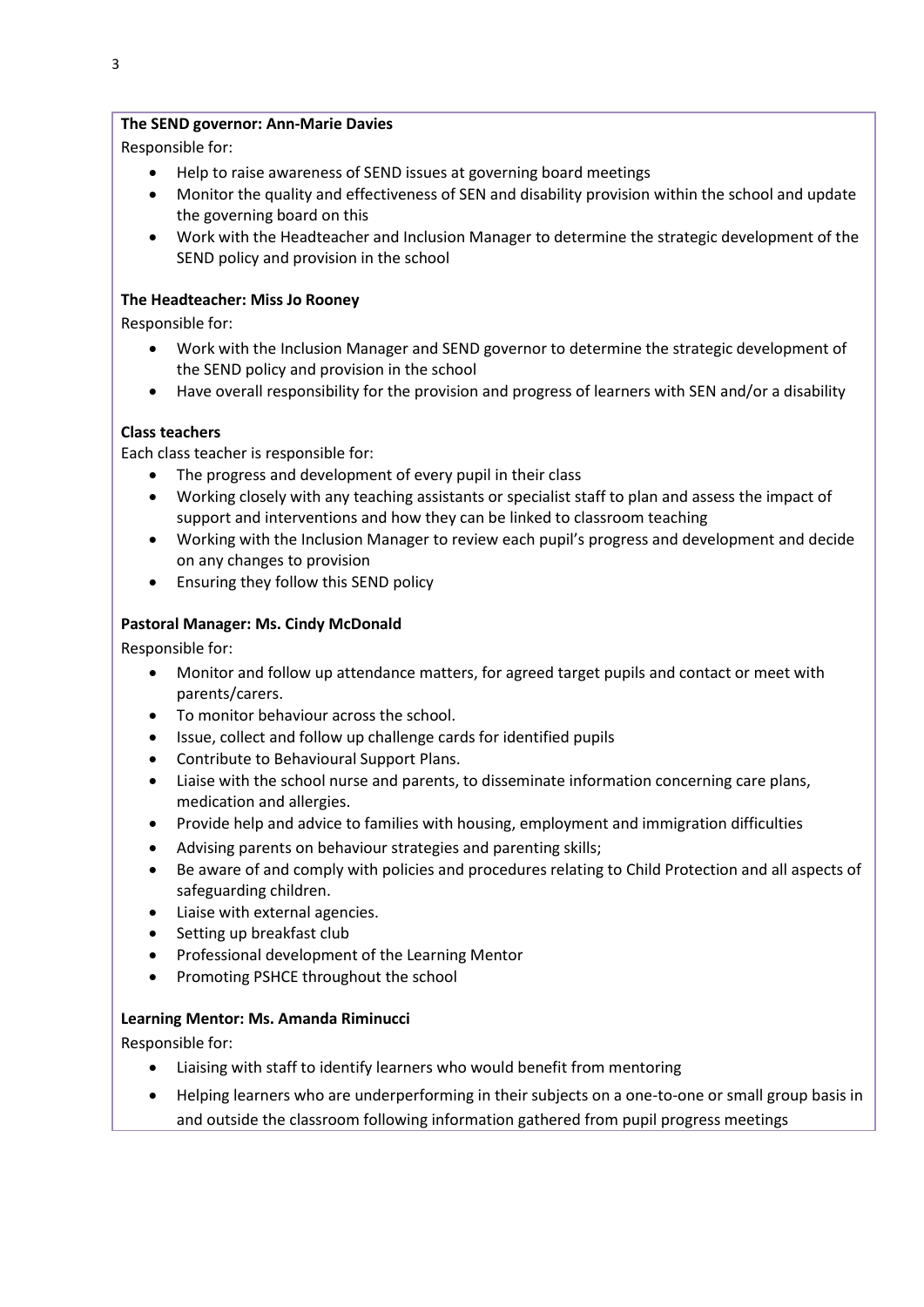**The SEND governor: Ann-Marie Davies**

Responsible for:

- Help to raise awareness of SEND issues at governing board meetings
- Monitor the quality and effectiveness of SEN and disability provision within the school and update the governing board on this
- Work with the Headteacher and Inclusion Manager to determine the strategic development of the SEND policy and provision in the school

**The Headteacher: Miss Jo Rooney**

Responsible for:

- Work with the Inclusion Manager and SEND governor to determine the strategic development of the SEND policy and provision in the school
- Have overall responsibility for the provision and progress of learners with SEN and/or a disability

**Class teachers**

Each class teacher is responsible for:

- The progress and development of every pupil in their class
- Working closely with any teaching assistants or specialist staff to plan and assess the impact of support and interventions and how they can be linked to classroom teaching
- Working with the Inclusion Manager to review each pupil's progress and development and decide on any changes to provision
- Ensuring they follow this SEND policy

**Pastoral Manager: Ms. Cindy McDonald**

Responsible for:

- Monitor and follow up attendance matters, for agreed target pupils and contact or meet with parents/carers.
- To monitor behaviour across the school.
- Issue, collect and follow up challenge cards for identified pupils
- Contribute to Behavioural Support Plans.
- Liaise with the school nurse and parents, to disseminate information concerning care plans, medication and allergies.
- Provide help and advice to families with housing, employment and immigration difficulties
- Advising parents on behaviour strategies and parenting skills;
- Be aware of and comply with policies and procedures relating to Child Protection and all aspects of safeguarding children.
- Liaise with external agencies.
- Setting up breakfast club
- Professional development of the Learning Mentor
- Promoting PSHCE throughout the school

**Learning Mentor: Ms. Amanda Riminucci**

Responsible for:

- Liaising with staff to identify learners who would benefit from mentoring
- Helping learners who are underperforming in their subjects on a one-to-one or small group basis in and outside the classroom following information gathered from pupil progress meetings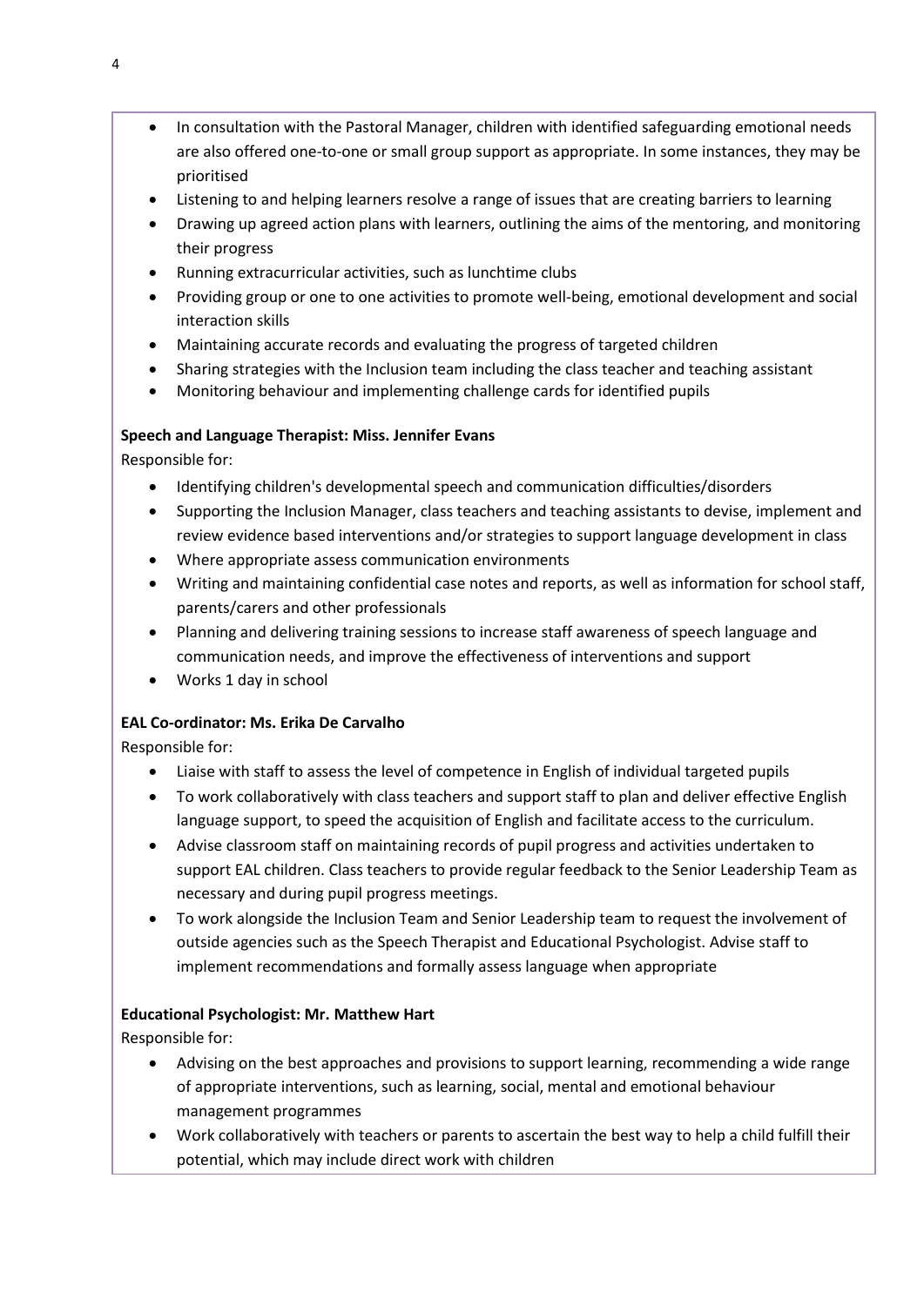- In consultation with the Pastoral Manager, children with identified safeguarding emotional needs are also offered one-to-one or small group support as appropriate. In some instances, they may be prioritised
- Listening to and helping learners resolve a range of issues that are creating barriers to learning
- Drawing up agreed action plans with learners, outlining the aims of the mentoring, and monitoring their progress
- Running extracurricular activities, such as lunchtime clubs
- Providing group or one to one activities to promote well-being, emotional development and social interaction skills
- Maintaining accurate records and evaluating the progress of targeted children
- Sharing strategies with the Inclusion team including the class teacher and teaching assistant
- Monitoring behaviour and implementing challenge cards for identified pupils

**Speech and Language Therapist: Miss. Jennifer Evans**

Responsible for:

- Identifying children's developmental speech and communication difficulties/disorders
- Supporting the Inclusion Manager, class teachers and teaching assistants to devise, implement and review evidence based interventions and/or strategies to support language development in class
- Where appropriate assess communication environments
- Writing and maintaining confidential case notes and reports, as well as information for school staff, parents/carers and other professionals
- Planning and delivering training sessions to increase staff awareness of speech language and communication needs, and improve the effectiveness of interventions and support
- Works 1 day in school

**EAL Co-ordinator: Ms. Erika De Carvalho**

Responsible for:

- Liaise with staff to assess the level of competence in English of individual targeted pupils
- To work collaboratively with class teachers and support staff to plan and deliver effective English language support, to speed the acquisition of English and facilitate access to the curriculum.
- Advise classroom staff on maintaining records of pupil progress and activities undertaken to support EAL children. Class teachers to provide regular feedback to the Senior Leadership Team as necessary and during pupil progress meetings.
- To work alongside the Inclusion Team and Senior Leadership team to request the involvement of outside agencies such as the Speech Therapist and Educational Psychologist. Advise staff to implement recommendations and formally assess language when appropriate

**Educational Psychologist: Mr. Matthew Hart**

Responsible for:

- Advising on the best approaches and provisions to support learning, recommending a wide range of appropriate interventions, such as learning, social, mental and emotional behaviour management programmes
- Work collaboratively with teachers or parents to ascertain the best way to help a child fulfill their potential, which may include direct work with children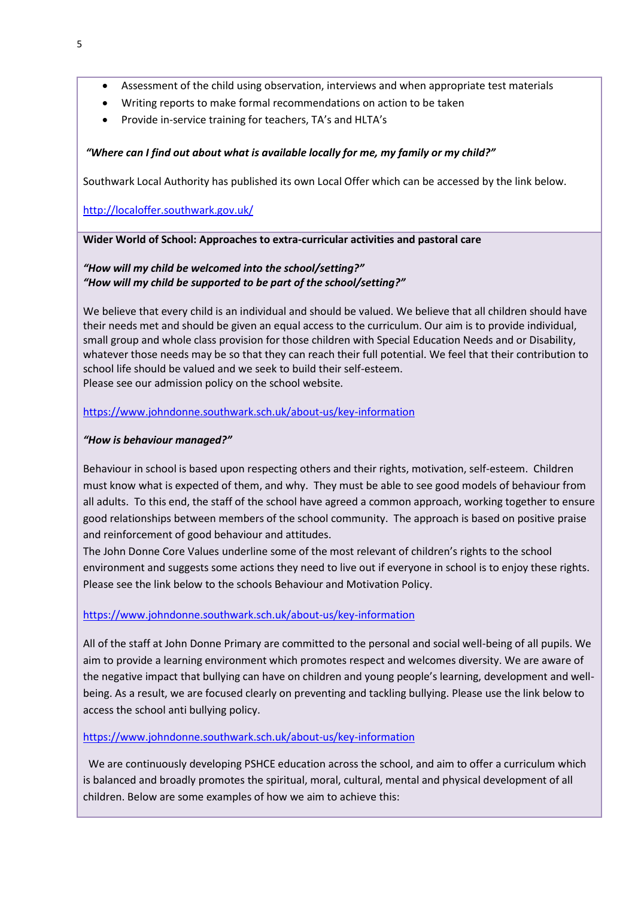- Assessment of the child using observation, interviews and when appropriate test materials
- Writing reports to make formal recommendations on action to be taken
- Provide in-service training for teachers, TA's and HLTA's

***"Where can I find out about what is available locally for me, my family or my child?"***

Southwark Local Authority has published its own Local Offer which can be accessed by the link below.

http://localoffer.southwark.gov.uk/

**Wider World of School: Approaches to extra-curricular activities and pastoral care**

***"How will my child be welcomed into the school/setting?"***
***"How will my child be supported to be part of the school/setting?"***

We believe that every child is an individual and should be valued. We believe that all children should have their needs met and should be given an equal access to the curriculum. Our aim is to provide individual, small group and whole class provision for those children with Special Education Needs and or Disability, whatever those needs may be so that they can reach their full potential. We feel that their contribution to school life should be valued and we seek to build their self-esteem.
Please see our admission policy on the school website.

https://www.johndonne.southwark.sch.uk/about-us/key-information

***"How is behaviour managed?"***

Behaviour in school is based upon respecting others and their rights, motivation, self-esteem. Children must know what is expected of them, and why. They must be able to see good models of behaviour from all adults. To this end, the staff of the school have agreed a common approach, working together to ensure good relationships between members of the school community. The approach is based on positive praise and reinforcement of good behaviour and attitudes.
The John Donne Core Values underline some of the most relevant of children's rights to the school environment and suggests some actions they need to live out if everyone in school is to enjoy these rights. Please see the link below to the schools Behaviour and Motivation Policy.

https://www.johndonne.southwark.sch.uk/about-us/key-information

All of the staff at John Donne Primary are committed to the personal and social well-being of all pupils. We aim to provide a learning environment which promotes respect and welcomes diversity. We are aware of the negative impact that bullying can have on children and young people's learning, development and well-being. As a result, we are focused clearly on preventing and tackling bullying. Please use the link below to access the school anti bullying policy.

https://www.johndonne.southwark.sch.uk/about-us/key-information

We are continuously developing PSHCE education across the school, and aim to offer a curriculum which is balanced and broadly promotes the spiritual, moral, cultural, mental and physical development of all children. Below are some examples of how we aim to achieve this: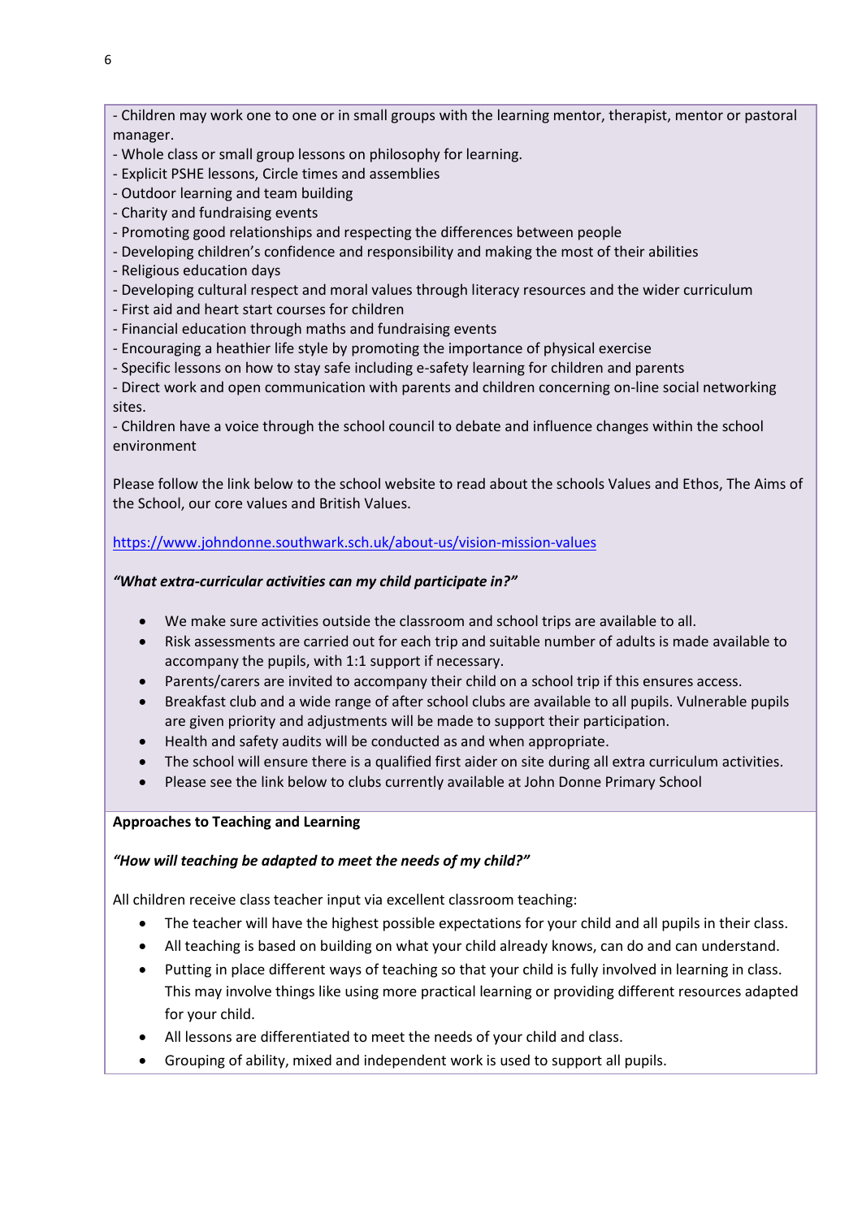- Children may work one to one or in small groups with the learning mentor, therapist, mentor or pastoral manager.
- Whole class or small group lessons on philosophy for learning.
- Explicit PSHE lessons, Circle times and assemblies
- Outdoor learning and team building
- Charity and fundraising events
- Promoting good relationships and respecting the differences between people
- Developing children's confidence and responsibility and making the most of their abilities
- Religious education days
- Developing cultural respect and moral values through literacy resources and the wider curriculum
- First aid and heart start courses for children
- Financial education through maths and fundraising events
- Encouraging a heathier life style by promoting the importance of physical exercise
- Specific lessons on how to stay safe including e-safety learning for children and parents
- Direct work and open communication with parents and children concerning on-line social networking sites.
- Children have a voice through the school council to debate and influence changes within the school environment

Please follow the link below to the school website to read about the schools Values and Ethos, The Aims of the School, our core values and British Values.

https://www.johndonne.southwark.sch.uk/about-us/vision-mission-values

***"What extra-curricular activities can my child participate in?"***

- We make sure activities outside the classroom and school trips are available to all.
- Risk assessments are carried out for each trip and suitable number of adults is made available to accompany the pupils, with 1:1 support if necessary.
- Parents/carers are invited to accompany their child on a school trip if this ensures access.
- Breakfast club and a wide range of after school clubs are available to all pupils. Vulnerable pupils are given priority and adjustments will be made to support their participation.
- Health and safety audits will be conducted as and when appropriate.
- The school will ensure there is a qualified first aider on site during all extra curriculum activities.
- Please see the link below to clubs currently available at John Donne Primary School

**Approaches to Teaching and Learning**

***"How will teaching be adapted to meet the needs of my child?"***

All children receive class teacher input via excellent classroom teaching:

- The teacher will have the highest possible expectations for your child and all pupils in their class.
- All teaching is based on building on what your child already knows, can do and can understand.
- Putting in place different ways of teaching so that your child is fully involved in learning in class. This may involve things like using more practical learning or providing different resources adapted for your child.
- All lessons are differentiated to meet the needs of your child and class.
- Grouping of ability, mixed and independent work is used to support all pupils.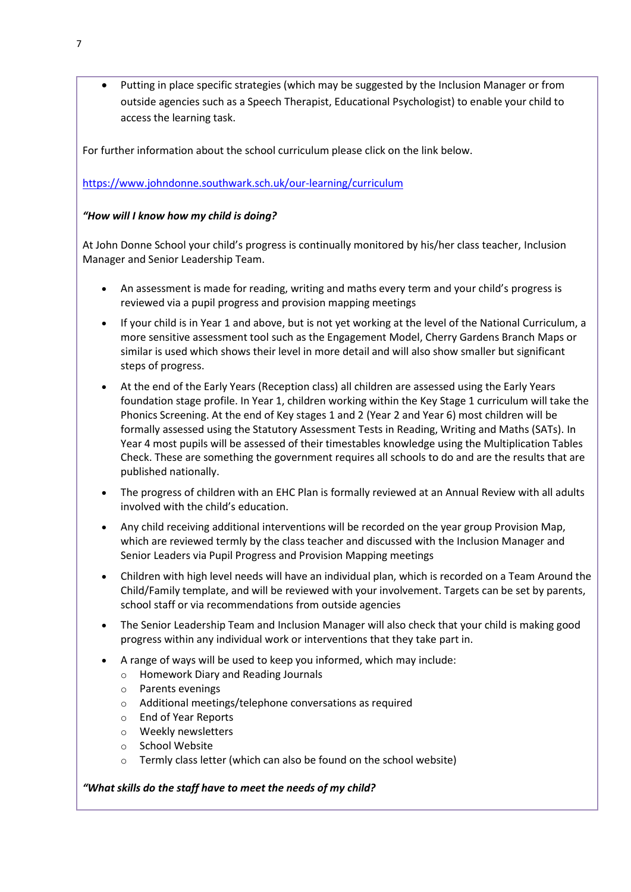- Putting in place specific strategies (which may be suggested by the Inclusion Manager or from outside agencies such as a Speech Therapist, Educational Psychologist) to enable your child to access the learning task.

For further information about the school curriculum please click on the link below.

https://www.johndonne.southwark.sch.uk/our-learning/curriculum

***"How will I know how my child is doing?***

At John Donne School your child's progress is continually monitored by his/her class teacher, Inclusion Manager and Senior Leadership Team.

- An assessment is made for reading, writing and maths every term and your child's progress is reviewed via a pupil progress and provision mapping meetings
- If your child is in Year 1 and above, but is not yet working at the level of the National Curriculum, a more sensitive assessment tool such as the Engagement Model, Cherry Gardens Branch Maps or similar is used which shows their level in more detail and will also show smaller but significant steps of progress.
- At the end of the Early Years (Reception class) all children are assessed using the Early Years foundation stage profile. In Year 1, children working within the Key Stage 1 curriculum will take the Phonics Screening. At the end of Key stages 1 and 2 (Year 2 and Year 6) most children will be formally assessed using the Statutory Assessment Tests in Reading, Writing and Maths (SATs). In Year 4 most pupils will be assessed of their timestables knowledge using the Multiplication Tables Check. These are something the government requires all schools to do and are the results that are published nationally.
- The progress of children with an EHC Plan is formally reviewed at an Annual Review with all adults involved with the child's education.
- Any child receiving additional interventions will be recorded on the year group Provision Map, which are reviewed termly by the class teacher and discussed with the Inclusion Manager and Senior Leaders via Pupil Progress and Provision Mapping meetings
- Children with high level needs will have an individual plan, which is recorded on a Team Around the Child/Family template, and will be reviewed with your involvement. Targets can be set by parents, school staff or via recommendations from outside agencies
- The Senior Leadership Team and Inclusion Manager will also check that your child is making good progress within any individual work or interventions that they take part in.
- A range of ways will be used to keep you informed, which may include:
  - Homework Diary and Reading Journals
  - Parents evenings
  - Additional meetings/telephone conversations as required
  - End of Year Reports
  - Weekly newsletters
  - School Website
  - Termly class letter (which can also be found on the school website)

***"What skills do the staff have to meet the needs of my child?***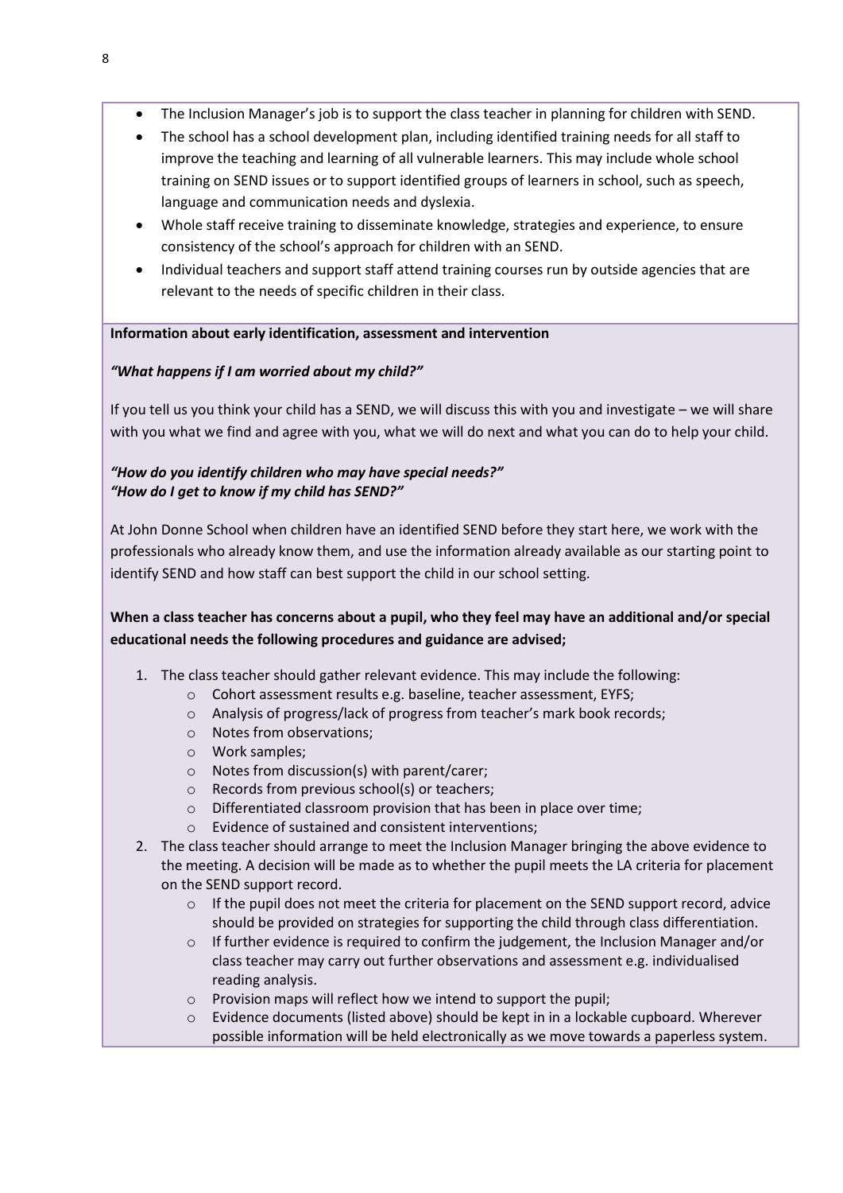- The Inclusion Manager's job is to support the class teacher in planning for children with SEND.
- The school has a school development plan, including identified training needs for all staff to improve the teaching and learning of all vulnerable learners. This may include whole school training on SEND issues or to support identified groups of learners in school, such as speech, language and communication needs and dyslexia.
- Whole staff receive training to disseminate knowledge, strategies and experience, to ensure consistency of the school's approach for children with an SEND.
- Individual teachers and support staff attend training courses run by outside agencies that are relevant to the needs of specific children in their class.

**Information about early identification, assessment and intervention**

***"What happens if I am worried about my child?"***

If you tell us you think your child has a SEND, we will discuss this with you and investigate – we will share with you what we find and agree with you, what we will do next and what you can do to help your child.

***"How do you identify children who may have special needs?"***
***"How do I get to know if my child has SEND?"***

At John Donne School when children have an identified SEND before they start here, we work with the professionals who already know them, and use the information already available as our starting point to identify SEND and how staff can best support the child in our school setting.

**When a class teacher has concerns about a pupil, who they feel may have an additional and/or special educational needs the following procedures and guidance are advised;**

1. The class teacher should gather relevant evidence. This may include the following:
   - Cohort assessment results e.g. baseline, teacher assessment, EYFS;
   - Analysis of progress/lack of progress from teacher's mark book records;
   - Notes from observations;
   - Work samples;
   - Notes from discussion(s) with parent/carer;
   - Records from previous school(s) or teachers;
   - Differentiated classroom provision that has been in place over time;
   - Evidence of sustained and consistent interventions;
2. The class teacher should arrange to meet the Inclusion Manager bringing the above evidence to the meeting. A decision will be made as to whether the pupil meets the LA criteria for placement on the SEND support record.
   - If the pupil does not meet the criteria for placement on the SEND support record, advice should be provided on strategies for supporting the child through class differentiation.
   - If further evidence is required to confirm the judgement, the Inclusion Manager and/or class teacher may carry out further observations and assessment e.g. individualised reading analysis.
   - Provision maps will reflect how we intend to support the pupil;
   - Evidence documents (listed above) should be kept in in a lockable cupboard. Wherever possible information will be held electronically as we move towards a paperless system.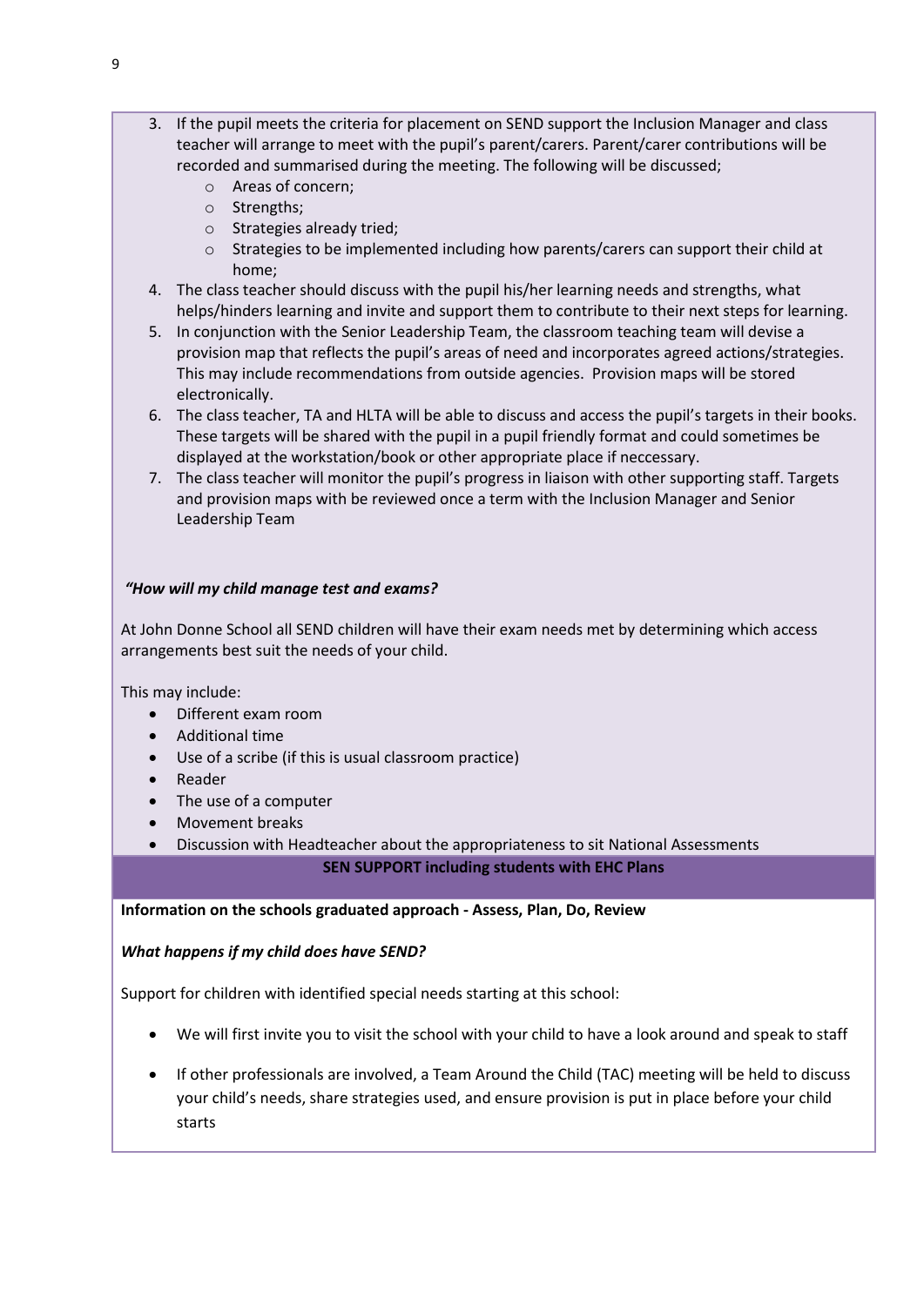3. If the pupil meets the criteria for placement on SEND support the Inclusion Manager and class teacher will arrange to meet with the pupil's parent/carers. Parent/carer contributions will be recorded and summarised during the meeting. The following will be discussed;
   - Areas of concern;
   - Strengths;
   - Strategies already tried;
   - Strategies to be implemented including how parents/carers can support their child at home;
4. The class teacher should discuss with the pupil his/her learning needs and strengths, what helps/hinders learning and invite and support them to contribute to their next steps for learning.
5. In conjunction with the Senior Leadership Team, the classroom teaching team will devise a provision map that reflects the pupil's areas of need and incorporates agreed actions/strategies. This may include recommendations from outside agencies. Provision maps will be stored electronically.
6. The class teacher, TA and HLTA will be able to discuss and access the pupil's targets in their books. These targets will be shared with the pupil in a pupil friendly format and could sometimes be displayed at the workstation/book or other appropriate place if neccessary.
7. The class teacher will monitor the pupil's progress in liaison with other supporting staff. Targets and provision maps with be reviewed once a term with the Inclusion Manager and Senior Leadership Team

***"How will my child manage test and exams?***

At John Donne School all SEND children will have their exam needs met by determining which access arrangements best suit the needs of your child.

This may include:

- Different exam room
- Additional time
- Use of a scribe (if this is usual classroom practice)
- Reader
- The use of a computer
- Movement breaks
- Discussion with Headteacher about the appropriateness to sit National Assessments

## SEN SUPPORT including students with EHC Plans

**Information on the schools graduated approach - Assess, Plan, Do, Review**

***What happens if my child does have SEND?***

Support for children with identified special needs starting at this school:

- We will first invite you to visit the school with your child to have a look around and speak to staff
- If other professionals are involved, a Team Around the Child (TAC) meeting will be held to discuss your child's needs, share strategies used, and ensure provision is put in place before your child starts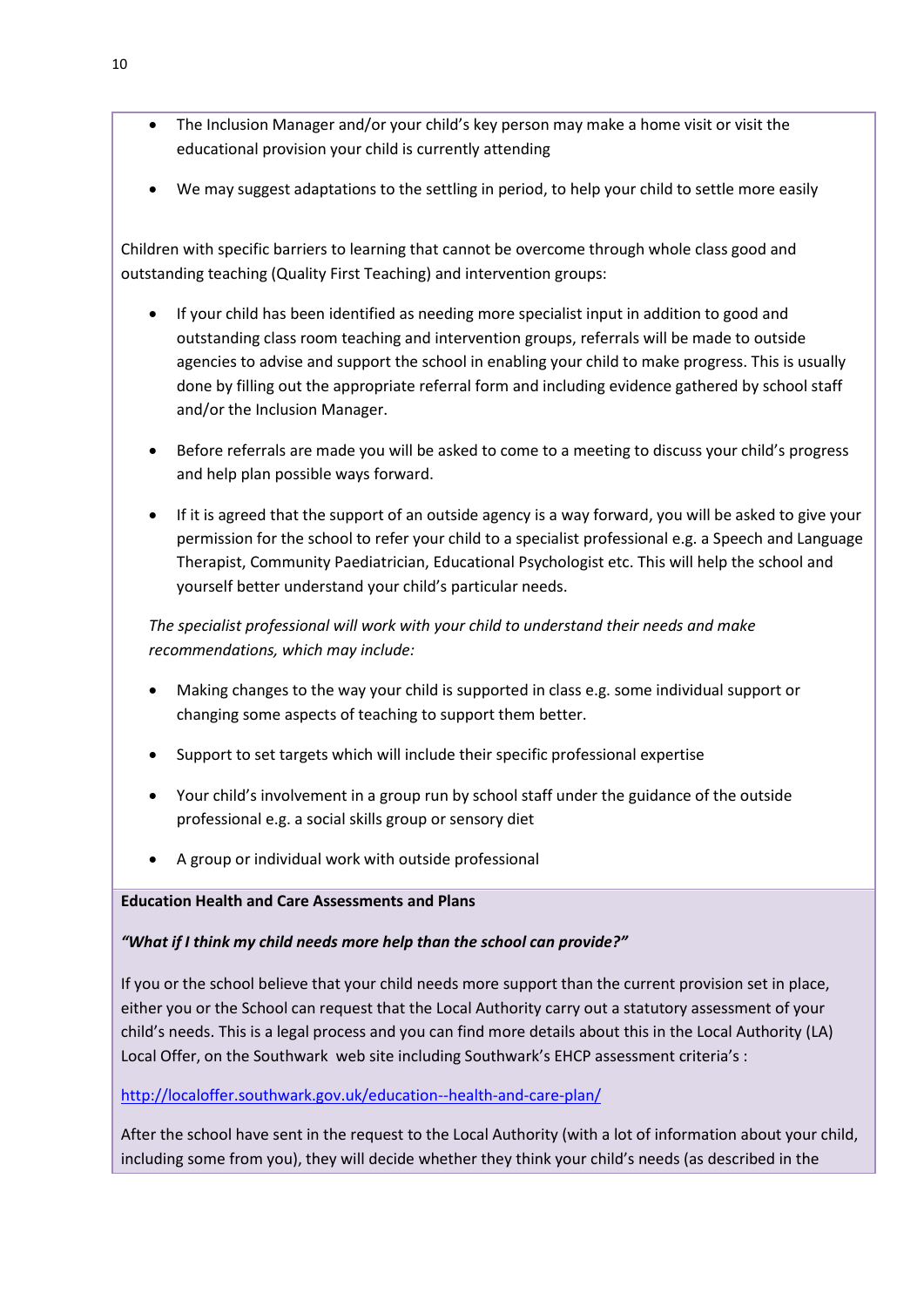- The Inclusion Manager and/or your child's key person may make a home visit or visit the educational provision your child is currently attending

- We may suggest adaptations to the settling in period, to help your child to settle more easily

Children with specific barriers to learning that cannot be overcome through whole class good and outstanding teaching (Quality First Teaching) and intervention groups:

- If your child has been identified as needing more specialist input in addition to good and outstanding class room teaching and intervention groups, referrals will be made to outside agencies to advise and support the school in enabling your child to make progress. This is usually done by filling out the appropriate referral form and including evidence gathered by school staff and/or the Inclusion Manager.

- Before referrals are made you will be asked to come to a meeting to discuss your child's progress and help plan possible ways forward.

- If it is agreed that the support of an outside agency is a way forward, you will be asked to give your permission for the school to refer your child to a specialist professional e.g. a Speech and Language Therapist, Community Paediatrician, Educational Psychologist etc. This will help the school and yourself better understand your child's particular needs.

*The specialist professional will work with your child to understand their needs and make recommendations, which may include:*

- Making changes to the way your child is supported in class e.g. some individual support or changing some aspects of teaching to support them better.

- Support to set targets which will include their specific professional expertise

- Your child's involvement in a group run by school staff under the guidance of the outside professional e.g. a social skills group or sensory diet

- A group or individual work with outside professional

**Education Health and Care Assessments and Plans**

***"What if I think my child needs more help than the school can provide?"***

If you or the school believe that your child needs more support than the current provision set in place, either you or the School can request that the Local Authority carry out a statutory assessment of your child's needs. This is a legal process and you can find more details about this in the Local Authority (LA) Local Offer, on the Southwark web site including Southwark's EHCP assessment criteria's :

http://localoffer.southwark.gov.uk/education--health-and-care-plan/

After the school have sent in the request to the Local Authority (with a lot of information about your child, including some from you), they will decide whether they think your child's needs (as described in the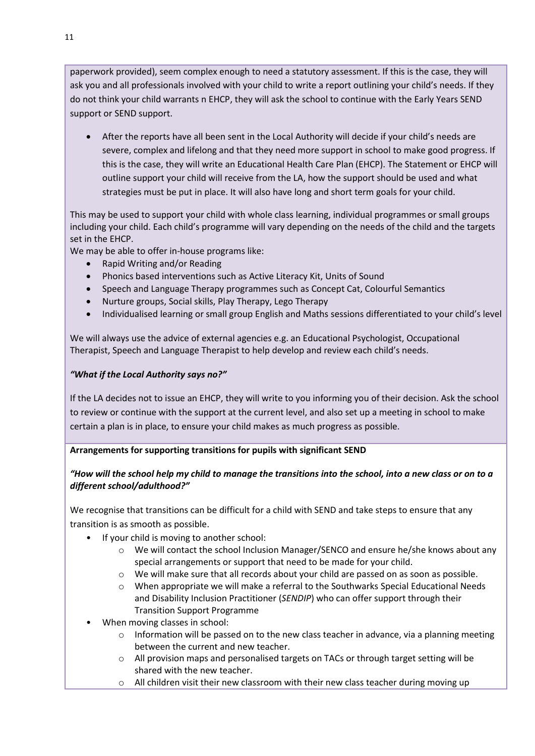paperwork provided), seem complex enough to need a statutory assessment. If this is the case, they will ask you and all professionals involved with your child to write a report outlining your child's needs. If they do not think your child warrants n EHCP, they will ask the school to continue with the Early Years SEND support or SEND support.

- After the reports have all been sent in the Local Authority will decide if your child's needs are severe, complex and lifelong and that they need more support in school to make good progress. If this is the case, they will write an Educational Health Care Plan (EHCP). The Statement or EHCP will outline support your child will receive from the LA, how the support should be used and what strategies must be put in place. It will also have long and short term goals for your child.

This may be used to support your child with whole class learning, individual programmes or small groups including your child. Each child's programme will vary depending on the needs of the child and the targets set in the EHCP.

We may be able to offer in-house programs like:

- Rapid Writing and/or Reading
- Phonics based interventions such as Active Literacy Kit, Units of Sound
- Speech and Language Therapy programmes such as Concept Cat, Colourful Semantics
- Nurture groups, Social skills, Play Therapy, Lego Therapy
- Individualised learning or small group English and Maths sessions differentiated to your child's level

We will always use the advice of external agencies e.g. an Educational Psychologist, Occupational Therapist, Speech and Language Therapist to help develop and review each child's needs.

***"What if the Local Authority says no?"***

If the LA decides not to issue an EHCP, they will write to you informing you of their decision. Ask the school to review or continue with the support at the current level, and also set up a meeting in school to make certain a plan is in place, to ensure your child makes as much progress as possible.

**Arrangements for supporting transitions for pupils with significant SEND**

***"How will the school help my child to manage the transitions into the school, into a new class or on to a different school/adulthood?"***

We recognise that transitions can be difficult for a child with SEND and take steps to ensure that any transition is as smooth as possible.

- If your child is moving to another school:
  - We will contact the school Inclusion Manager/SENCO and ensure he/she knows about any special arrangements or support that need to be made for your child.
  - We will make sure that all records about your child are passed on as soon as possible.
  - When appropriate we will make a referral to the Southwarks Special Educational Needs and Disability Inclusion Practitioner (*SENDIP*) who can offer support through their Transition Support Programme
- When moving classes in school:
  - Information will be passed on to the new class teacher in advance, via a planning meeting between the current and new teacher.
  - All provision maps and personalised targets on TACs or through target setting will be shared with the new teacher.
  - All children visit their new classroom with their new class teacher during moving up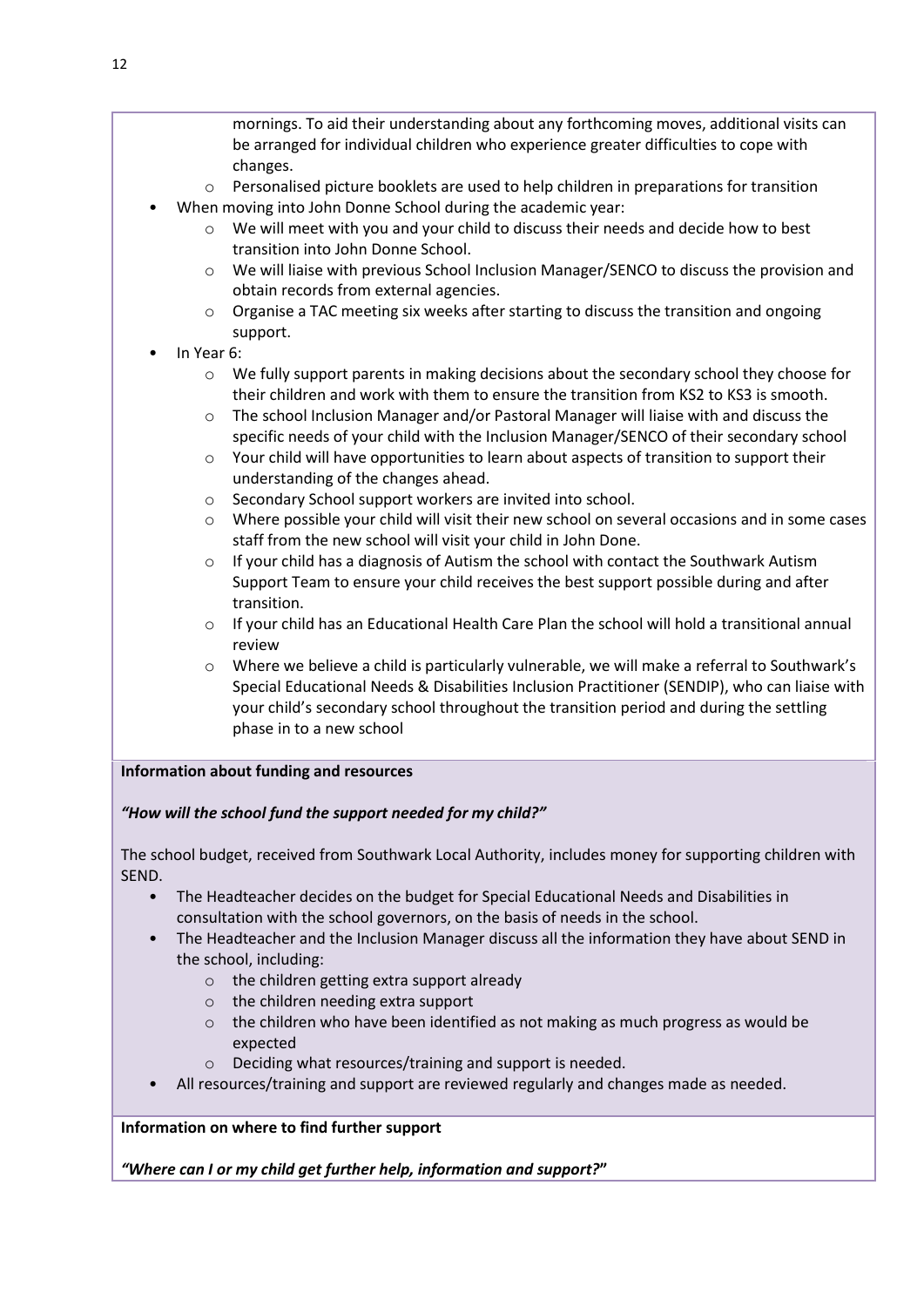mornings. To aid their understanding about any forthcoming moves, additional visits can be arranged for individual children who experience greater difficulties to cope with changes.
    - Personalised picture booklets are used to help children in preparations for transition
- When moving into John Donne School during the academic year:
    - We will meet with you and your child to discuss their needs and decide how to best transition into John Donne School.
    - We will liaise with previous School Inclusion Manager/SENCO to discuss the provision and obtain records from external agencies.
    - Organise a TAC meeting six weeks after starting to discuss the transition and ongoing support.
- In Year 6:
    - We fully support parents in making decisions about the secondary school they choose for their children and work with them to ensure the transition from KS2 to KS3 is smooth.
    - The school Inclusion Manager and/or Pastoral Manager will liaise with and discuss the specific needs of your child with the Inclusion Manager/SENCO of their secondary school
    - Your child will have opportunities to learn about aspects of transition to support their understanding of the changes ahead.
    - Secondary School support workers are invited into school.
    - Where possible your child will visit their new school on several occasions and in some cases staff from the new school will visit your child in John Done.
    - If your child has a diagnosis of Autism the school with contact the Southwark Autism Support Team to ensure your child receives the best support possible during and after transition.
    - If your child has an Educational Health Care Plan the school will hold a transitional annual review
    - Where we believe a child is particularly vulnerable, we will make a referral to Southwark's Special Educational Needs & Disabilities Inclusion Practitioner (SENDIP), who can liaise with your child's secondary school throughout the transition period and during the settling phase in to a new school

**Information about funding and resources**

***"How will the school fund the support needed for my child?"***

The school budget, received from Southwark Local Authority, includes money for supporting children with SEND.

- The Headteacher decides on the budget for Special Educational Needs and Disabilities in consultation with the school governors, on the basis of needs in the school.
- The Headteacher and the Inclusion Manager discuss all the information they have about SEND in the school, including:
    - the children getting extra support already
    - the children needing extra support
    - the children who have been identified as not making as much progress as would be expected
    - Deciding what resources/training and support is needed.
- All resources/training and support are reviewed regularly and changes made as needed.

**Information on where to find further support**

***"Where can I or my child get further help, information and support?"***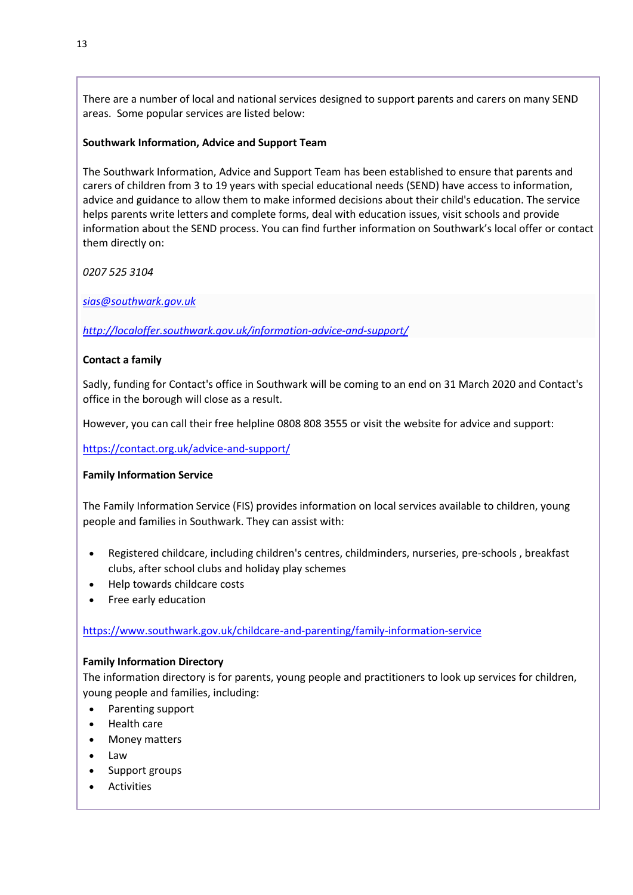There are a number of local and national services designed to support parents and carers on many SEND areas. Some popular services are listed below:

**Southwark Information, Advice and Support Team**

The Southwark Information, Advice and Support Team has been established to ensure that parents and carers of children from 3 to 19 years with special educational needs (SEND) have access to information, advice and guidance to allow them to make informed decisions about their child's education. The service helps parents write letters and complete forms, deal with education issues, visit schools and provide information about the SEND process. You can find further information on Southwark's local offer or contact them directly on:

*0207 525 3104*

*sias@southwark.gov.uk*

*http://localoffer.southwark.gov.uk/information-advice-and-support/*

**Contact a family**

Sadly, funding for Contact's office in Southwark will be coming to an end on 31 March 2020 and Contact's office in the borough will close as a result.

However, you can call their free helpline 0808 808 3555 or visit the website for advice and support:

https://contact.org.uk/advice-and-support/

**Family Information Service**

The Family Information Service (FIS) provides information on local services available to children, young people and families in Southwark. They can assist with:

- Registered childcare, including children's centres, childminders, nurseries, pre-schools , breakfast clubs, after school clubs and holiday play schemes
- Help towards childcare costs
- Free early education

https://www.southwark.gov.uk/childcare-and-parenting/family-information-service

**Family Information Directory**

The information directory is for parents, young people and practitioners to look up services for children, young people and families, including:

- Parenting support
- Health care
- Money matters
- Law
- Support groups
- Activities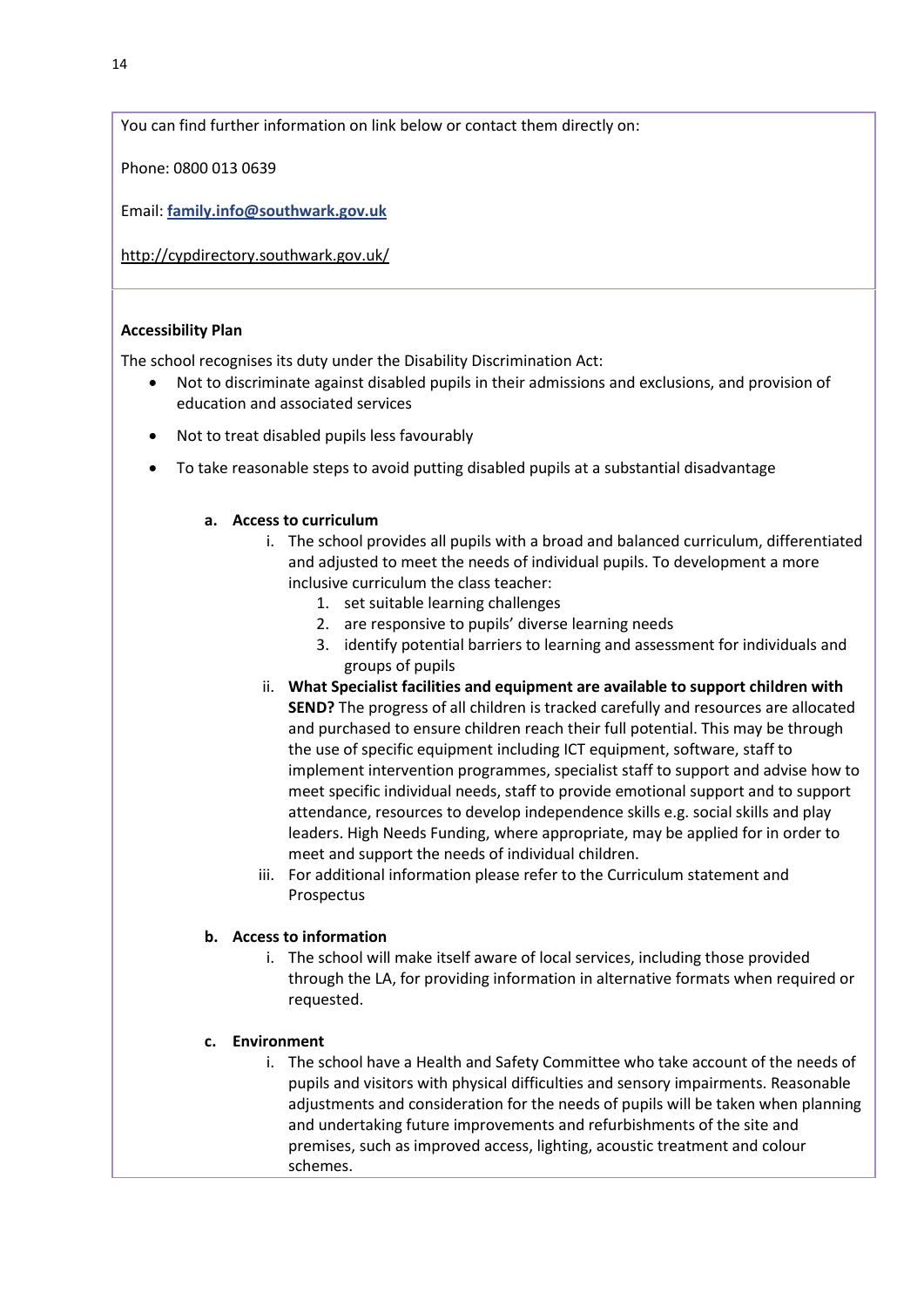You can find further information on link below or contact them directly on:

Phone: 0800 013 0639

Email: **family.info@southwark.gov.uk**

http://cypdirectory.southwark.gov.uk/

**Accessibility Plan**

The school recognises its duty under the Disability Discrimination Act:

- Not to discriminate against disabled pupils in their admissions and exclusions, and provision of education and associated services
- Not to treat disabled pupils less favourably
- To take reasonable steps to avoid putting disabled pupils at a substantial disadvantage

**a. Access to curriculum**

i. The school provides all pupils with a broad and balanced curriculum, differentiated and adjusted to meet the needs of individual pupils. To development a more inclusive curriculum the class teacher:

1. set suitable learning challenges
2. are responsive to pupils' diverse learning needs
3. identify potential barriers to learning and assessment for individuals and groups of pupils

ii. **What Specialist facilities and equipment are available to support children with SEND?** The progress of all children is tracked carefully and resources are allocated and purchased to ensure children reach their full potential. This may be through the use of specific equipment including ICT equipment, software, staff to implement intervention programmes, specialist staff to support and advise how to meet specific individual needs, staff to provide emotional support and to support attendance, resources to develop independence skills e.g. social skills and play leaders. High Needs Funding, where appropriate, may be applied for in order to meet and support the needs of individual children.

iii. For additional information please refer to the Curriculum statement and Prospectus

**b. Access to information**

i. The school will make itself aware of local services, including those provided through the LA, for providing information in alternative formats when required or requested.

**c. Environment**

i. The school have a Health and Safety Committee who take account of the needs of pupils and visitors with physical difficulties and sensory impairments. Reasonable adjustments and consideration for the needs of pupils will be taken when planning and undertaking future improvements and refurbishments of the site and premises, such as improved access, lighting, acoustic treatment and colour schemes.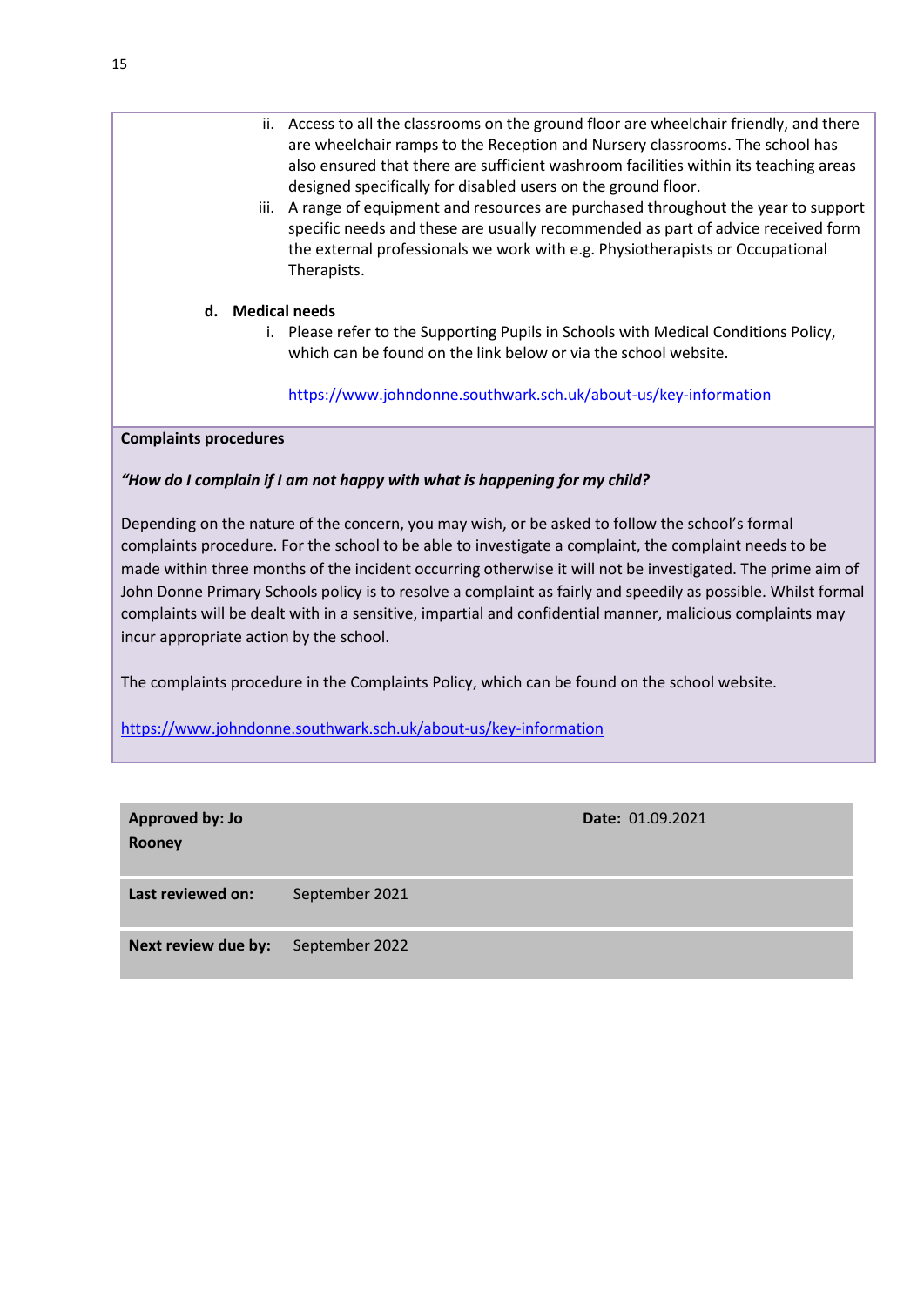ii. Access to all the classrooms on the ground floor are wheelchair friendly, and there are wheelchair ramps to the Reception and Nursery classrooms. The school has also ensured that there are sufficient washroom facilities within its teaching areas designed specifically for disabled users on the ground floor.

iii. A range of equipment and resources are purchased throughout the year to support specific needs and these are usually recommended as part of advice received form the external professionals we work with e.g. Physiotherapists or Occupational Therapists.

**d. Medical needs**

i. Please refer to the Supporting Pupils in Schools with Medical Conditions Policy, which can be found on the link below or via the school website.

https://www.johndonne.southwark.sch.uk/about-us/key-information

**Complaints procedures**

***"How do I complain if I am not happy with what is happening for my child?***

Depending on the nature of the concern, you may wish, or be asked to follow the school's formal complaints procedure. For the school to be able to investigate a complaint, the complaint needs to be made within three months of the incident occurring otherwise it will not be investigated. The prime aim of John Donne Primary Schools policy is to resolve a complaint as fairly and speedily as possible. Whilst formal complaints will be dealt with in a sensitive, impartial and confidential manner, malicious complaints may incur appropriate action by the school.

The complaints procedure in the Complaints Policy, which can be found on the school website.

https://www.johndonne.southwark.sch.uk/about-us/key-information

| | | |
|---|---|---|
| **Approved by: Jo Rooney** | | **Date:** 01.09.2021 |
| **Last reviewed on:** | September 2021 | |
| **Next review due by:** | September 2022 | |